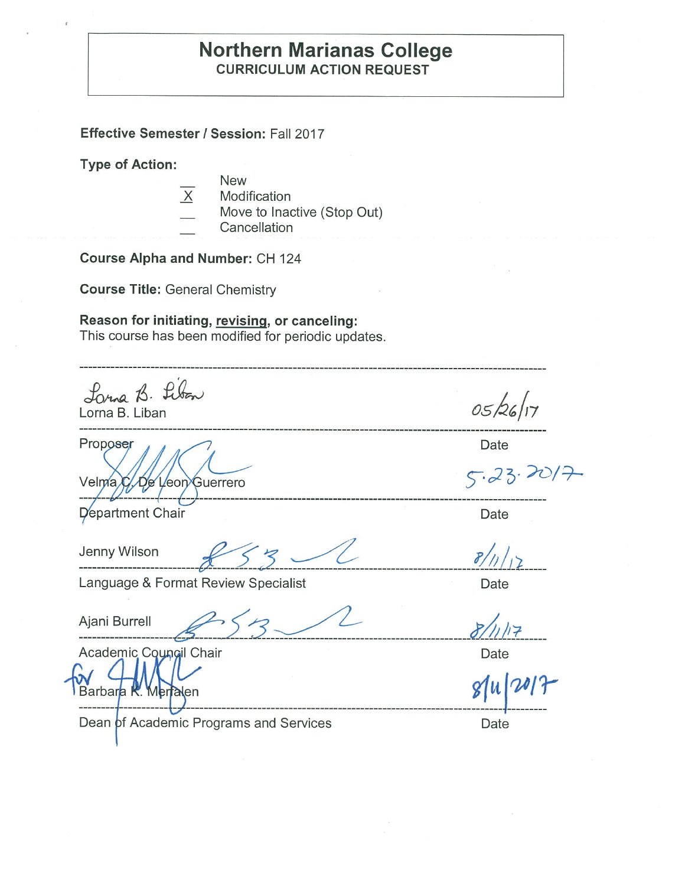# Northern Marianas College
## CURRICULUM ACTION REQUEST

**Effective Semester / Session:** Fall 2017

**Type of Action:**

- \_\_ New
- X Modification
- \_\_ Move to Inactive (Stop Out)
- \_\_ Cancellation

**Course Alpha and Number:** CH 124

**Course Title:** General Chemistry

**Reason for initiating, revising, or canceling:**
This course has been modified for periodic updates.

---

Lorna B. Liban — 05/26/17

Proposer — Date

Velma C. De Leon Guerrero — 5.23.2017

Department Chair — Date

Jenny Wilson — 8/1/17

Language & Format Review Specialist — Date

Ajani Burrell — 8/1/17

Academic Council Chair — Date

for Barbara K. Merfalen — 8/4/2017

Dean of Academic Programs and Services — Date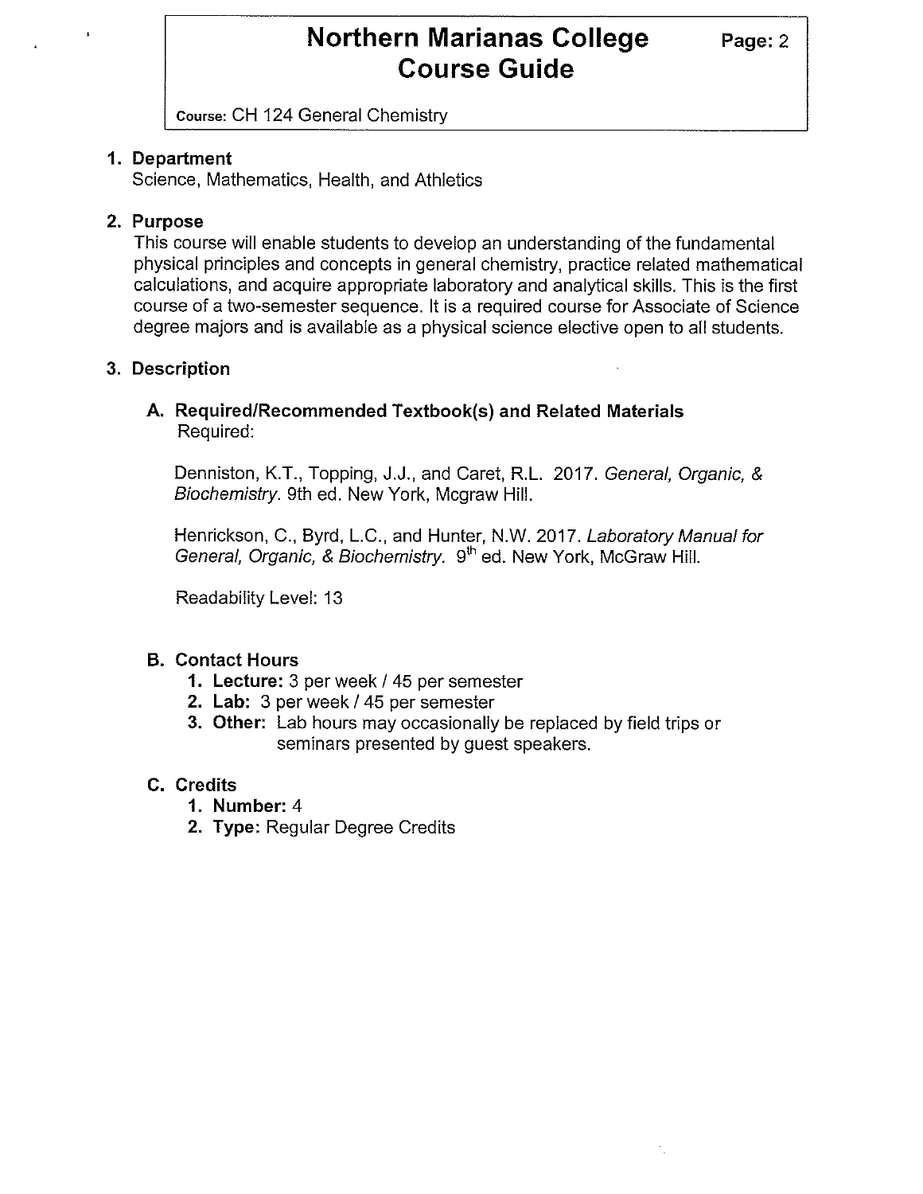# Northern Marianas College Course Guide

**Course:** CH 124 General Chemistry

## 1. Department

Science, Mathematics, Health, and Athletics

## 2. Purpose

This course will enable students to develop an understanding of the fundamental physical principles and concepts in general chemistry, practice related mathematical calculations, and acquire appropriate laboratory and analytical skills. This is the first course of a two-semester sequence. It is a required course for Associate of Science degree majors and is available as a physical science elective open to all students.

## 3. Description

### A. Required/Recommended Textbook(s) and Related Materials

Required:

Denniston, K.T., Topping, J.J., and Caret, R.L. 2017. *General, Organic, & Biochemistry.* 9th ed. New York, Mcgraw Hill.

Henrickson, C., Byrd, L.C., and Hunter, N.W. 2017. *Laboratory Manual for General, Organic, & Biochemistry.* 9th ed. New York, McGraw Hill.

Readability Level: 13

### B. Contact Hours

1. **Lecture:** 3 per week / 45 per semester
2. **Lab:** 3 per week / 45 per semester
3. **Other:** Lab hours may occasionally be replaced by field trips or seminars presented by guest speakers.

### C. Credits

1. **Number:** 4
2. **Type:** Regular Degree Credits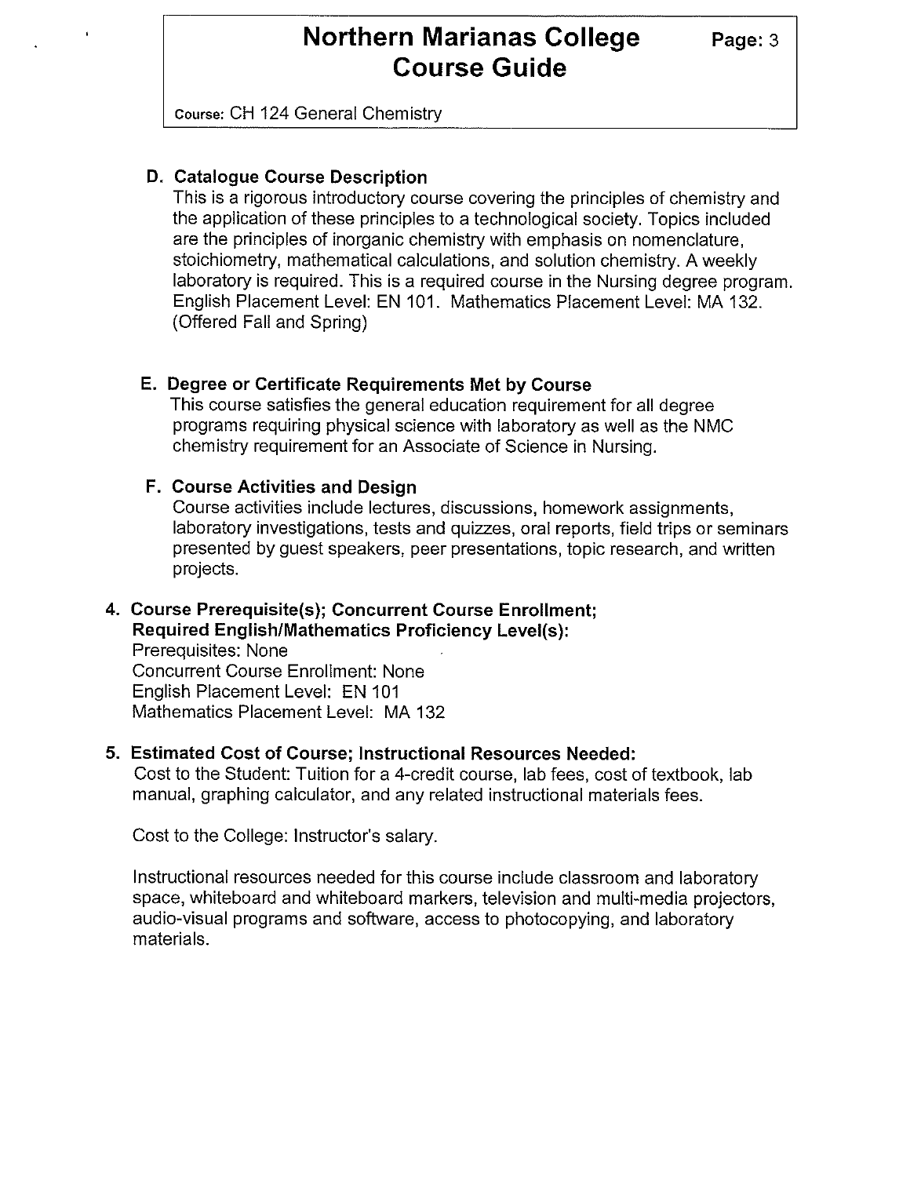### D. Catalogue Course Description

This is a rigorous introductory course covering the principles of chemistry and the application of these principles to a technological society. Topics included are the principles of inorganic chemistry with emphasis on nomenclature, stoichiometry, mathematical calculations, and solution chemistry. A weekly laboratory is required. This is a required course in the Nursing degree program. English Placement Level: EN 101. Mathematics Placement Level: MA 132. (Offered Fall and Spring)

### E. Degree or Certificate Requirements Met by Course

This course satisfies the general education requirement for all degree programs requiring physical science with laboratory as well as the NMC chemistry requirement for an Associate of Science in Nursing.

### F. Course Activities and Design

Course activities include lectures, discussions, homework assignments, laboratory investigations, tests and quizzes, oral reports, field trips or seminars presented by guest speakers, peer presentations, topic research, and written projects.

## 4. Course Prerequisite(s); Concurrent Course Enrollment; Required English/Mathematics Proficiency Level(s):

Prerequisites: None
Concurrent Course Enrollment: None
English Placement Level: EN 101
Mathematics Placement Level: MA 132

## 5. Estimated Cost of Course; Instructional Resources Needed:

Cost to the Student: Tuition for a 4-credit course, lab fees, cost of textbook, lab manual, graphing calculator, and any related instructional materials fees.

Cost to the College: Instructor's salary.

Instructional resources needed for this course include classroom and laboratory space, whiteboard and whiteboard markers, television and multi-media projectors, audio-visual programs and software, access to photocopying, and laboratory materials.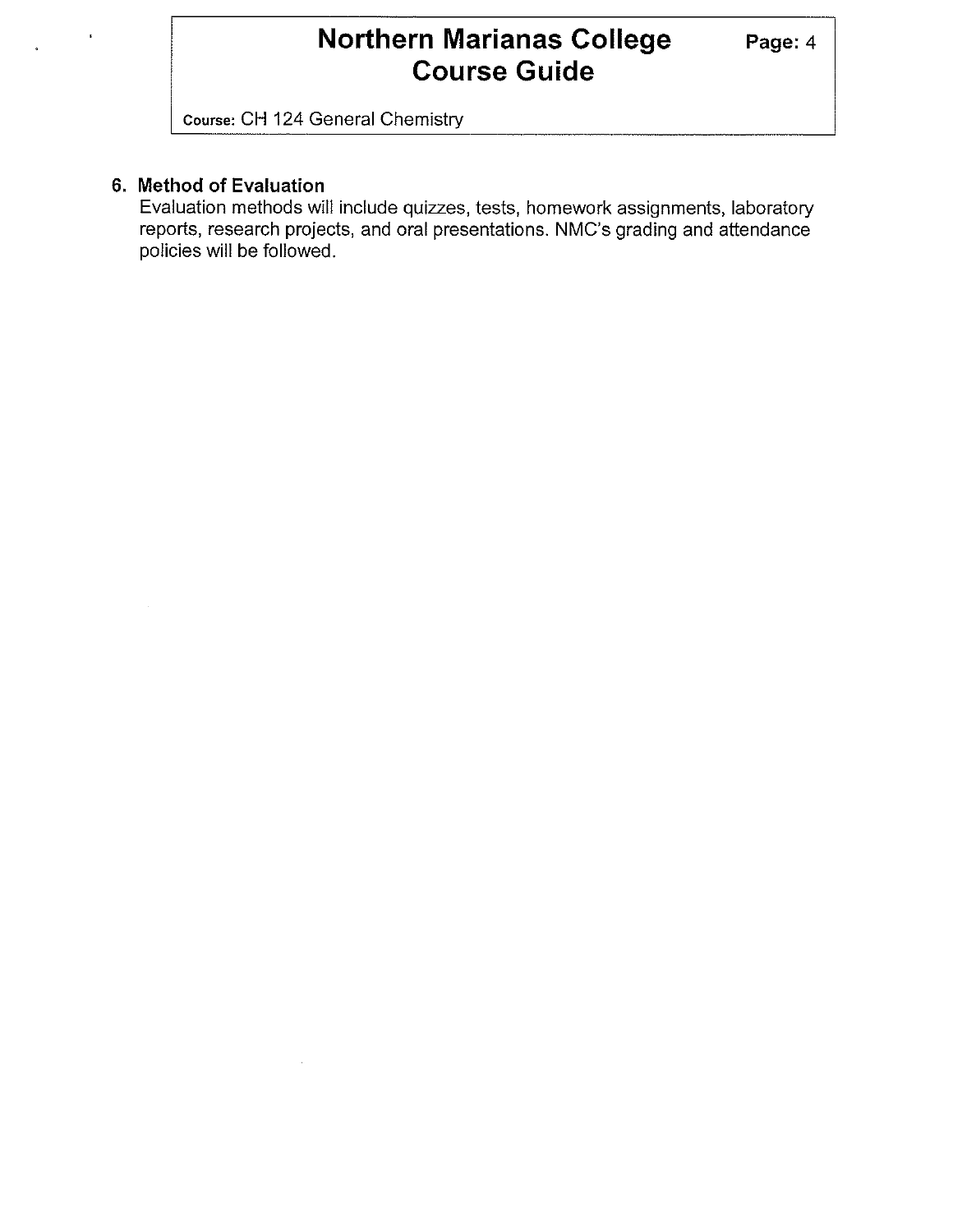## 6. Method of Evaluation

Evaluation methods will include quizzes, tests, homework assignments, laboratory reports, research projects, and oral presentations. NMC's grading and attendance policies will be followed.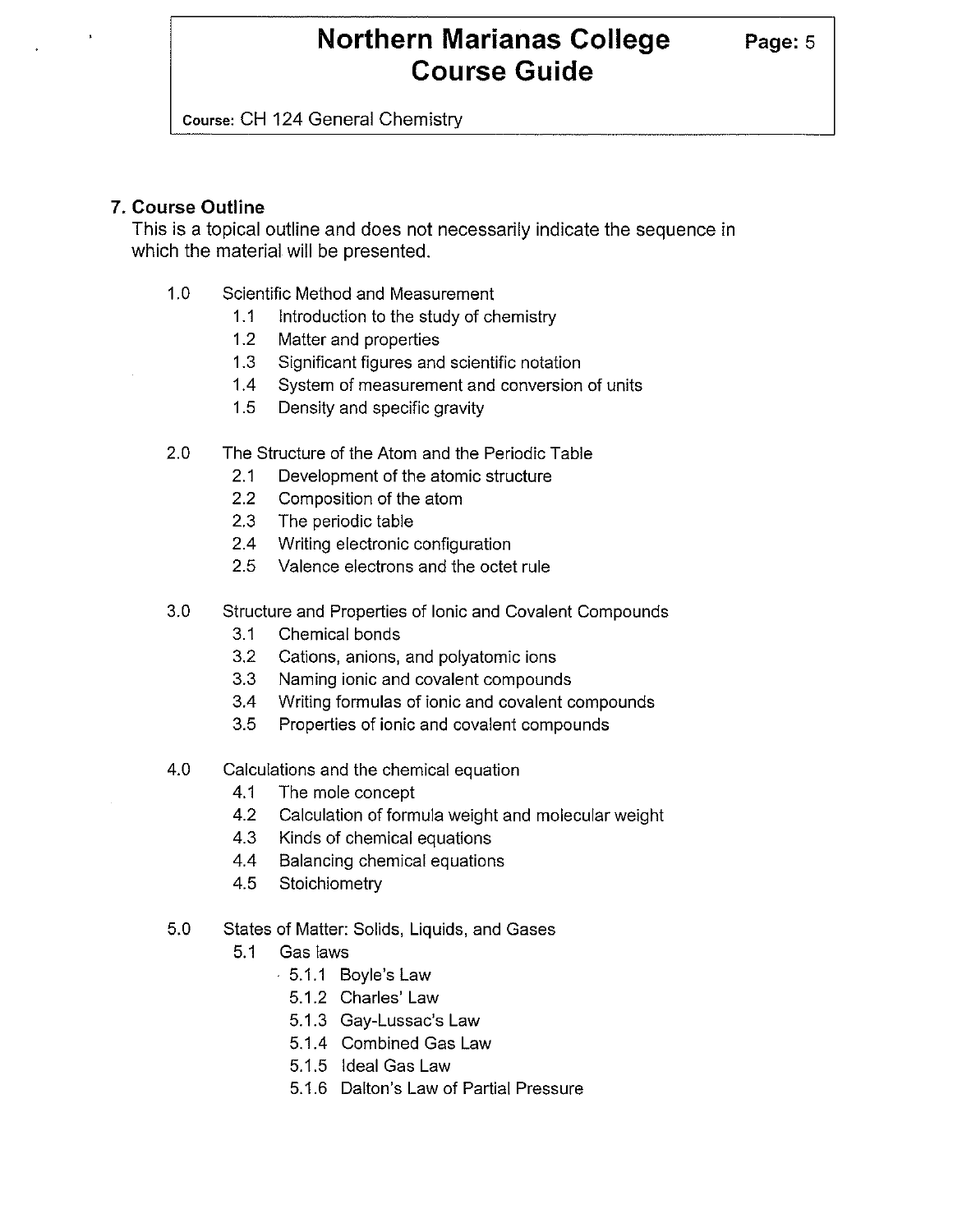## 7. Course Outline

This is a topical outline and does not necessarily indicate the sequence in which the material will be presented.

- 1.0 Scientific Method and Measurement
  - 1.1 Introduction to the study of chemistry
  - 1.2 Matter and properties
  - 1.3 Significant figures and scientific notation
  - 1.4 System of measurement and conversion of units
  - 1.5 Density and specific gravity
- 2.0 The Structure of the Atom and the Periodic Table
  - 2.1 Development of the atomic structure
  - 2.2 Composition of the atom
  - 2.3 The periodic table
  - 2.4 Writing electronic configuration
  - 2.5 Valence electrons and the octet rule
- 3.0 Structure and Properties of Ionic and Covalent Compounds
  - 3.1 Chemical bonds
  - 3.2 Cations, anions, and polyatomic ions
  - 3.3 Naming ionic and covalent compounds
  - 3.4 Writing formulas of ionic and covalent compounds
  - 3.5 Properties of ionic and covalent compounds
- 4.0 Calculations and the chemical equation
  - 4.1 The mole concept
  - 4.2 Calculation of formula weight and molecular weight
  - 4.3 Kinds of chemical equations
  - 4.4 Balancing chemical equations
  - 4.5 Stoichiometry
- 5.0 States of Matter: Solids, Liquids, and Gases
  - 5.1 Gas laws
    - 5.1.1 Boyle's Law
    - 5.1.2 Charles' Law
    - 5.1.3 Gay-Lussac's Law
    - 5.1.4 Combined Gas Law
    - 5.1.5 Ideal Gas Law
    - 5.1.6 Dalton's Law of Partial Pressure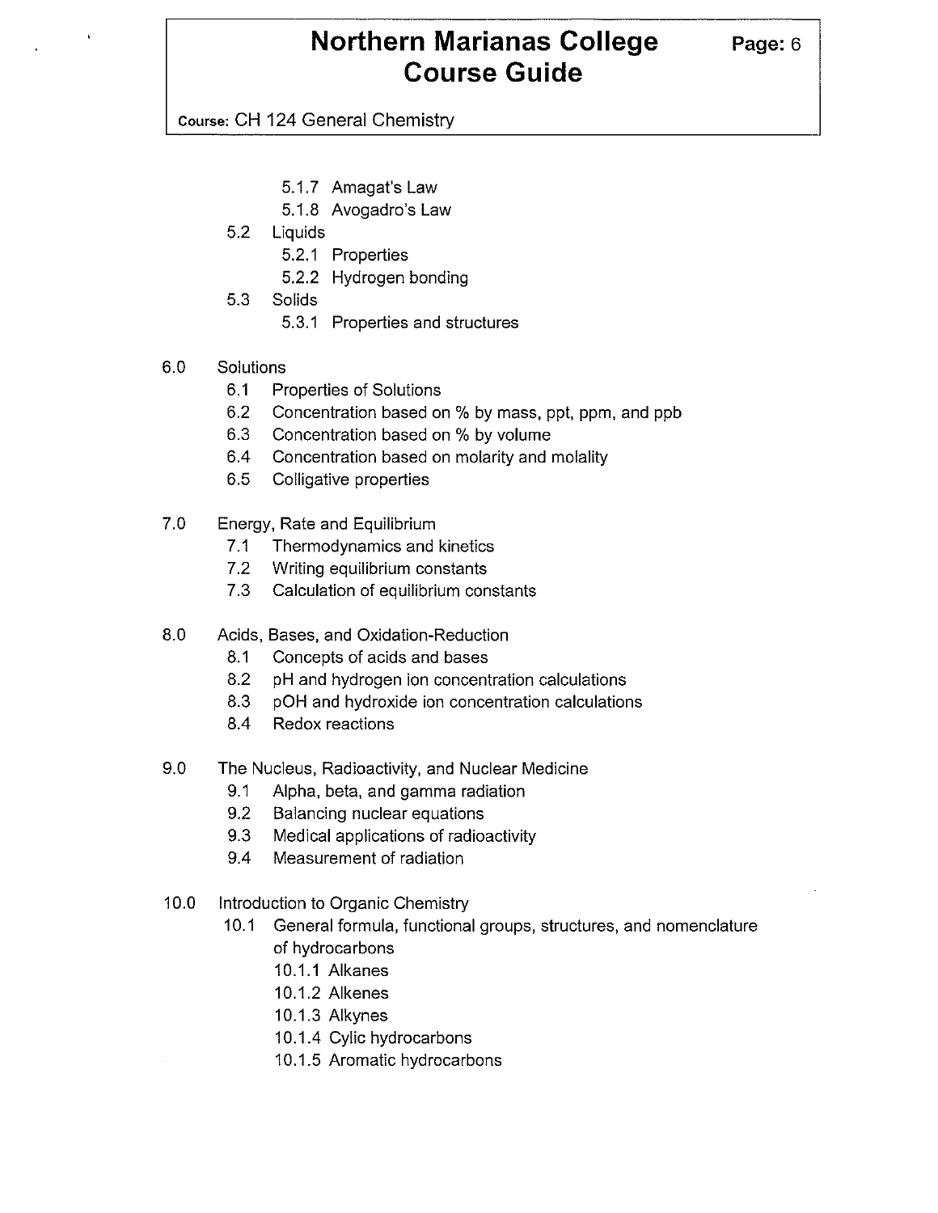- 5.1.7 Amagat's Law
- 5.1.8 Avogadro's Law

5.2 Liquids
- 5.2.1 Properties
- 5.2.2 Hydrogen bonding

5.3 Solids
- 5.3.1 Properties and structures

6.0 Solutions
- 6.1 Properties of Solutions
- 6.2 Concentration based on % by mass, ppt, ppm, and ppb
- 6.3 Concentration based on % by volume
- 6.4 Concentration based on molarity and molality
- 6.5 Colligative properties

7.0 Energy, Rate and Equilibrium
- 7.1 Thermodynamics and kinetics
- 7.2 Writing equilibrium constants
- 7.3 Calculation of equilibrium constants

8.0 Acids, Bases, and Oxidation-Reduction
- 8.1 Concepts of acids and bases
- 8.2 pH and hydrogen ion concentration calculations
- 8.3 pOH and hydroxide ion concentration calculations
- 8.4 Redox reactions

9.0 The Nucleus, Radioactivity, and Nuclear Medicine
- 9.1 Alpha, beta, and gamma radiation
- 9.2 Balancing nuclear equations
- 9.3 Medical applications of radioactivity
- 9.4 Measurement of radiation

10.0 Introduction to Organic Chemistry
- 10.1 General formula, functional groups, structures, and nomenclature of hydrocarbons
  - 10.1.1 Alkanes
  - 10.1.2 Alkenes
  - 10.1.3 Alkynes
  - 10.1.4 Cylic hydrocarbons
  - 10.1.5 Aromatic hydrocarbons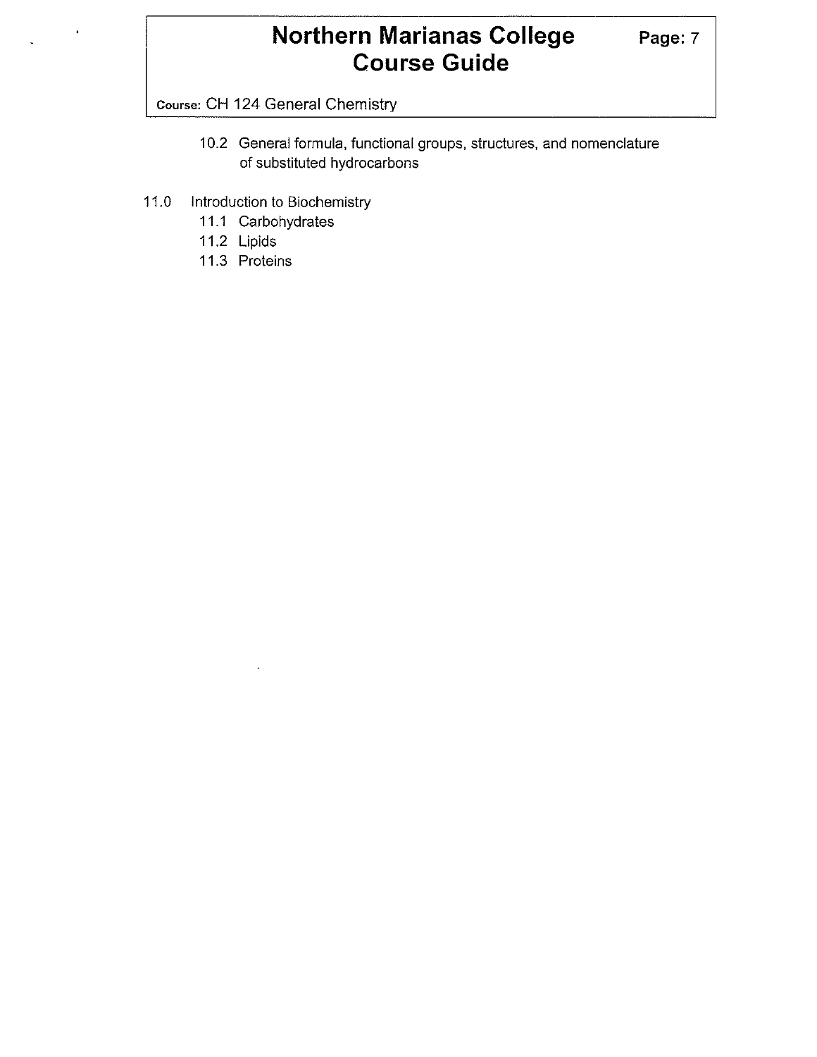10.2 General formula, functional groups, structures, and nomenclature of substituted hydrocarbons

11.0 Introduction to Biochemistry

- 11.1 Carbohydrates
- 11.2 Lipids
- 11.3 Proteins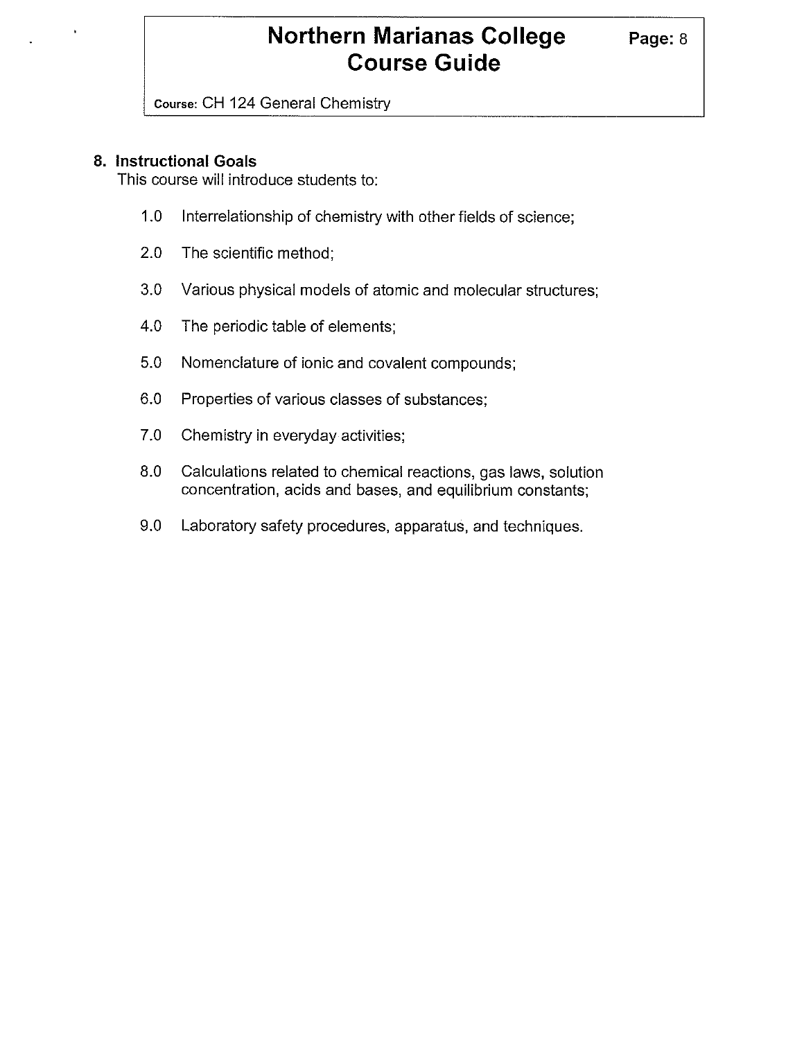## 8. Instructional Goals

This course will introduce students to:

1.0 Interrelationship of chemistry with other fields of science;

2.0 The scientific method;

3.0 Various physical models of atomic and molecular structures;

4.0 The periodic table of elements;

5.0 Nomenclature of ionic and covalent compounds;

6.0 Properties of various classes of substances;

7.0 Chemistry in everyday activities;

8.0 Calculations related to chemical reactions, gas laws, solution concentration, acids and bases, and equilibrium constants;

9.0 Laboratory safety procedures, apparatus, and techniques.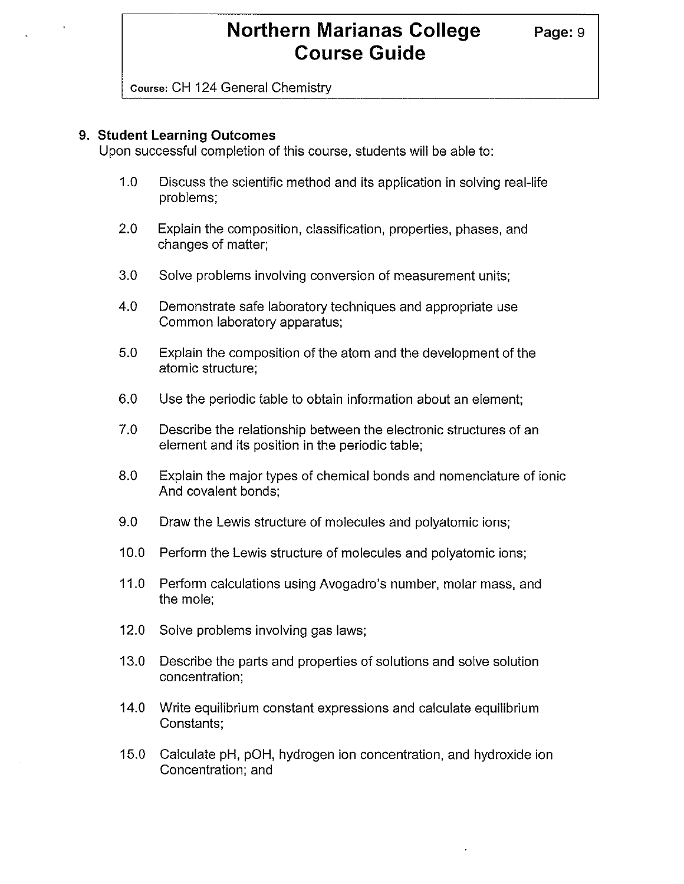## 9. Student Learning Outcomes

Upon successful completion of this course, students will be able to:

1.0 Discuss the scientific method and its application in solving real-life problems;

2.0 Explain the composition, classification, properties, phases, and changes of matter;

3.0 Solve problems involving conversion of measurement units;

4.0 Demonstrate safe laboratory techniques and appropriate use Common laboratory apparatus;

5.0 Explain the composition of the atom and the development of the atomic structure;

6.0 Use the periodic table to obtain information about an element;

7.0 Describe the relationship between the electronic structures of an element and its position in the periodic table;

8.0 Explain the major types of chemical bonds and nomenclature of ionic And covalent bonds;

9.0 Draw the Lewis structure of molecules and polyatomic ions;

10.0 Perform the Lewis structure of molecules and polyatomic ions;

11.0 Perform calculations using Avogadro's number, molar mass, and the mole;

12.0 Solve problems involving gas laws;

13.0 Describe the parts and properties of solutions and solve solution concentration;

14.0 Write equilibrium constant expressions and calculate equilibrium Constants;

15.0 Calculate pH, pOH, hydrogen ion concentration, and hydroxide ion Concentration; and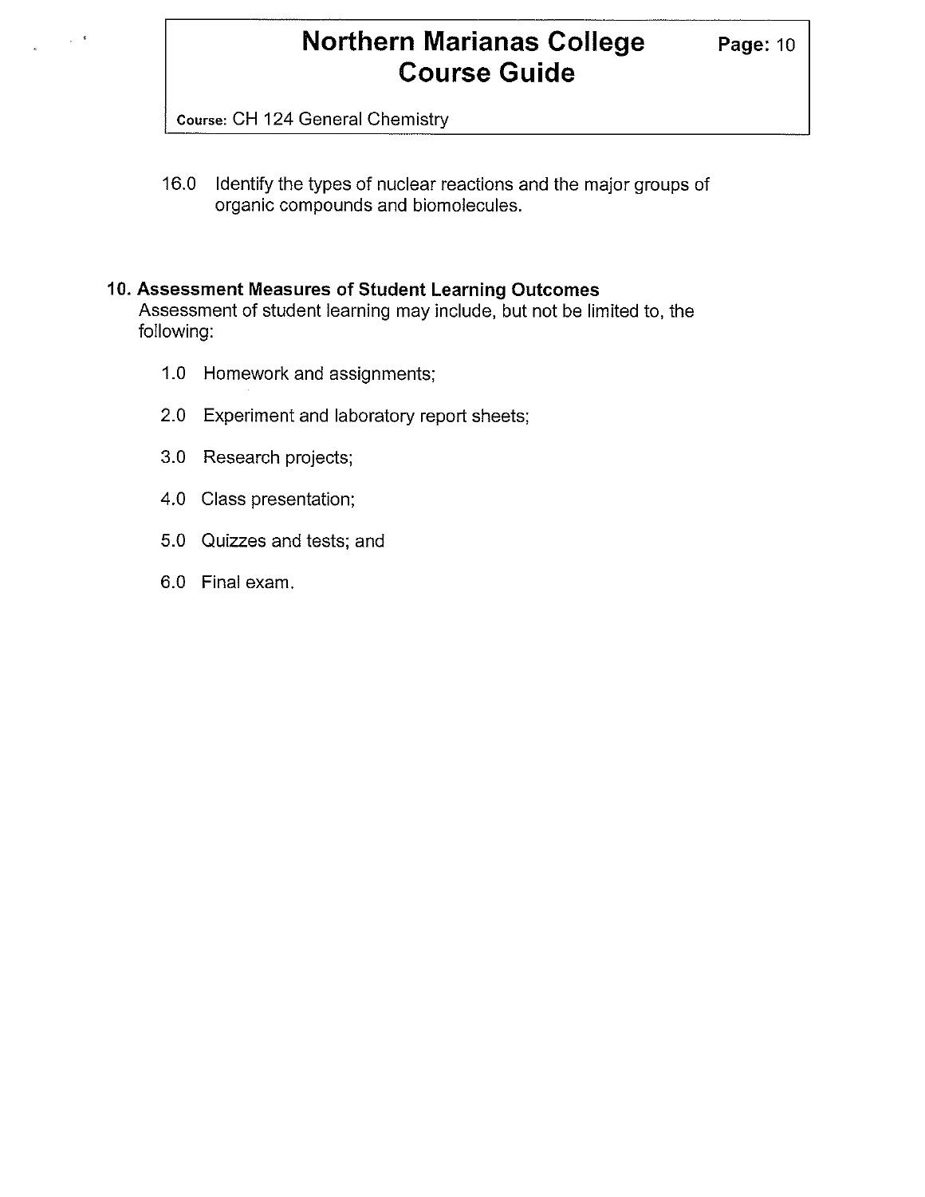16.0 Identify the types of nuclear reactions and the major groups of organic compounds and biomolecules.

## 10. Assessment Measures of Student Learning Outcomes

Assessment of student learning may include, but not be limited to, the following:

1.0 Homework and assignments;

2.0 Experiment and laboratory report sheets;

3.0 Research projects;

4.0 Class presentation;

5.0 Quizzes and tests; and

6.0 Final exam.